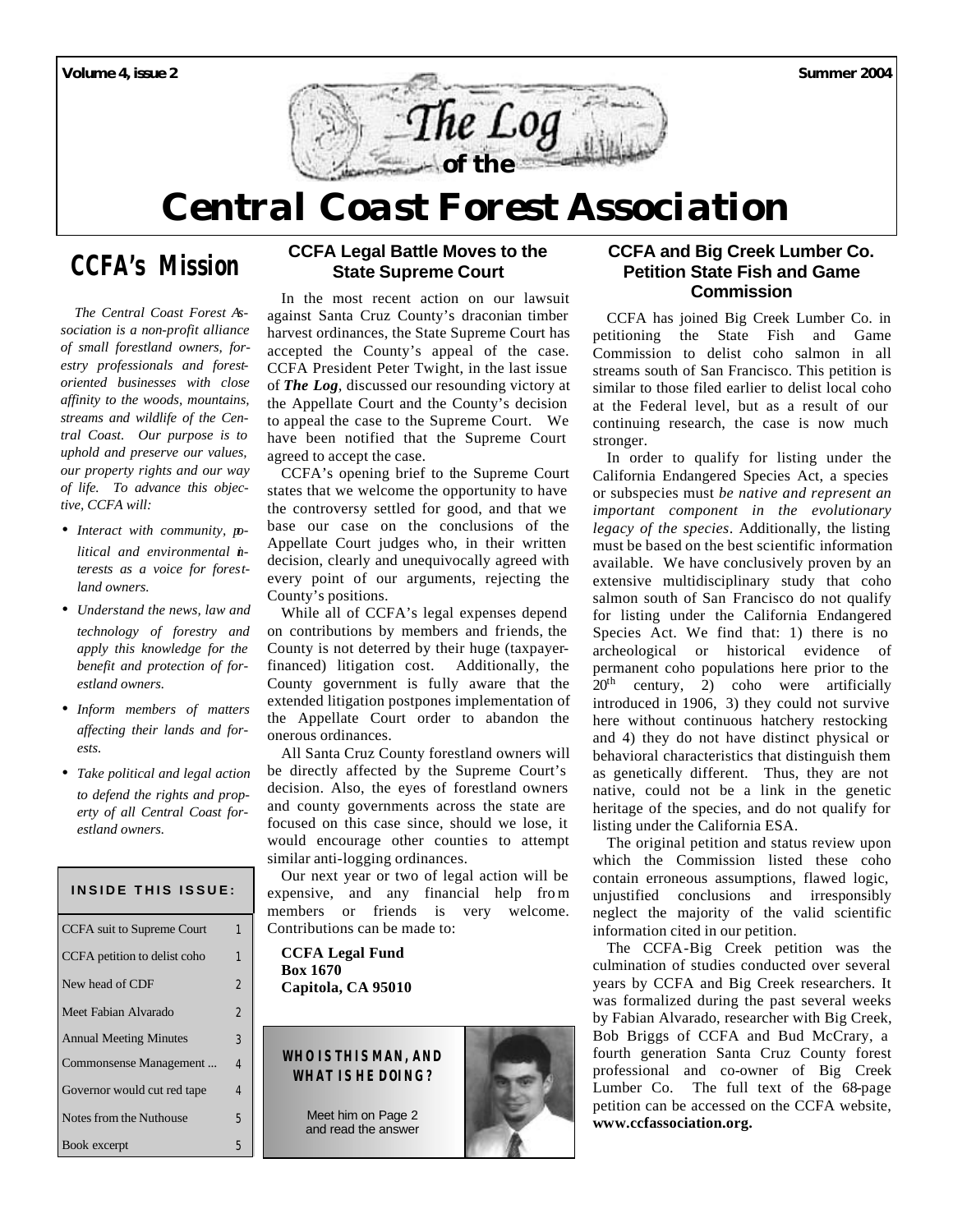# The Log of the Central Coast Forest Association

Volume 4, issue 2 — Summer 2004

## CCFA's Mission

*The Central Coast Forest Association is a non-profit alliance of small forestland owners, forestry professionals and forest-oriented businesses with close affinity to the woods, mountains, streams and wildlife of the Central Coast. Our purpose is to uphold and preserve our values, our property rights and our way of life. To advance this objective, CCFA will:*

- *Interact with community, political and environmental interests as a voice for forestland owners.*
- *Understand the news, law and technology of forestry and apply this knowledge for the benefit and protection of forestland owners.*
- *Inform members of matters affecting their lands and forests.*
- *Take political and legal action to defend the rights and property of all Central Coast forestland owners.*

**INSIDE THIS ISSUE:**

| | |
|---|---|
| CCFA suit to Supreme Court | 1 |
| CCFA petition to delist coho | 1 |
| New head of CDF | 2 |
| Meet Fabian Alvarado | 2 |
| Annual Meeting Minutes | 3 |
| Commonsense Management ... | 4 |
| Governor would cut red tape | 4 |
| Notes from the Nuthouse | 5 |
| Book excerpt | 5 |

### CCFA Legal Battle Moves to the State Supreme Court

In the most recent action on our lawsuit against Santa Cruz County's draconian timber harvest ordinances, the State Supreme Court has accepted the County's appeal of the case. CCFA President Peter Twight, in the last issue of ***The Log***, discussed our resounding victory at the Appellate Court and the County's decision to appeal the case to the Supreme Court. We have been notified that the Supreme Court agreed to accept the case.

CCFA's opening brief to the Supreme Court states that we welcome the opportunity to have the controversy settled for good, and that we base our case on the conclusions of the Appellate Court judges who, in their written decision, clearly and unequivocally agreed with every point of our arguments, rejecting the County's positions.

While all of CCFA's legal expenses depend on contributions by members and friends, the County is not deterred by their huge (taxpayer-financed) litigation cost. Additionally, the County government is fully aware that the extended litigation postpones implementation of the Appellate Court order to abandon the onerous ordinances.

All Santa Cruz County forestland owners will be directly affected by the Supreme Court's decision. Also, the eyes of forestland owners and county governments across the state are focused on this case since, should we lose, it would encourage other counties to attempt similar anti-logging ordinances.

Our next year or two of legal action will be expensive, and any financial help from members or friends is very welcome. Contributions can be made to:

**CCFA Legal Fund**
**Box 1670**
**Capitola, CA 95010**

**WHO IS THIS MAN, AND WHAT IS HE DOING?**

Meet him on Page 2 and read the answer

### CCFA and Big Creek Lumber Co. Petition State Fish and Game Commission

CCFA has joined Big Creek Lumber Co. in petitioning the State Fish and Game Commission to delist coho salmon in all streams south of San Francisco. This petition is similar to those filed earlier to delist local coho at the Federal level, but as a result of our continuing research, the case is now much stronger.

In order to qualify for listing under the California Endangered Species Act, a species or subspecies must *be native and represent an important component in the evolutionary legacy of the species*. Additionally, the listing must be based on the best scientific information available. We have conclusively proven by an extensive multidisciplinary study that coho salmon south of San Francisco do not qualify for listing under the California Endangered Species Act. We find that: 1) there is no archeological or historical evidence of permanent coho populations here prior to the 20th century, 2) coho were artificially introduced in 1906, 3) they could not survive here without continuous hatchery restocking and 4) they do not have distinct physical or behavioral characteristics that distinguish them as genetically different. Thus, they are not native, could not be a link in the genetic heritage of the species, and do not qualify for listing under the California ESA.

The original petition and status review upon which the Commission listed these coho contain erroneous assumptions, flawed logic, unjustified conclusions and irresponsibly neglect the majority of the valid scientific information cited in our petition.

The CCFA-Big Creek petition was the culmination of studies conducted over several years by CCFA and Big Creek researchers. It was formalized during the past several weeks by Fabian Alvarado, researcher with Big Creek, Bob Briggs of CCFA and Bud McCrary, a fourth generation Santa Cruz County forest professional and co-owner of Big Creek Lumber Co. The full text of the 68-page petition can be accessed on the CCFA website, **www.ccfassociation.org.**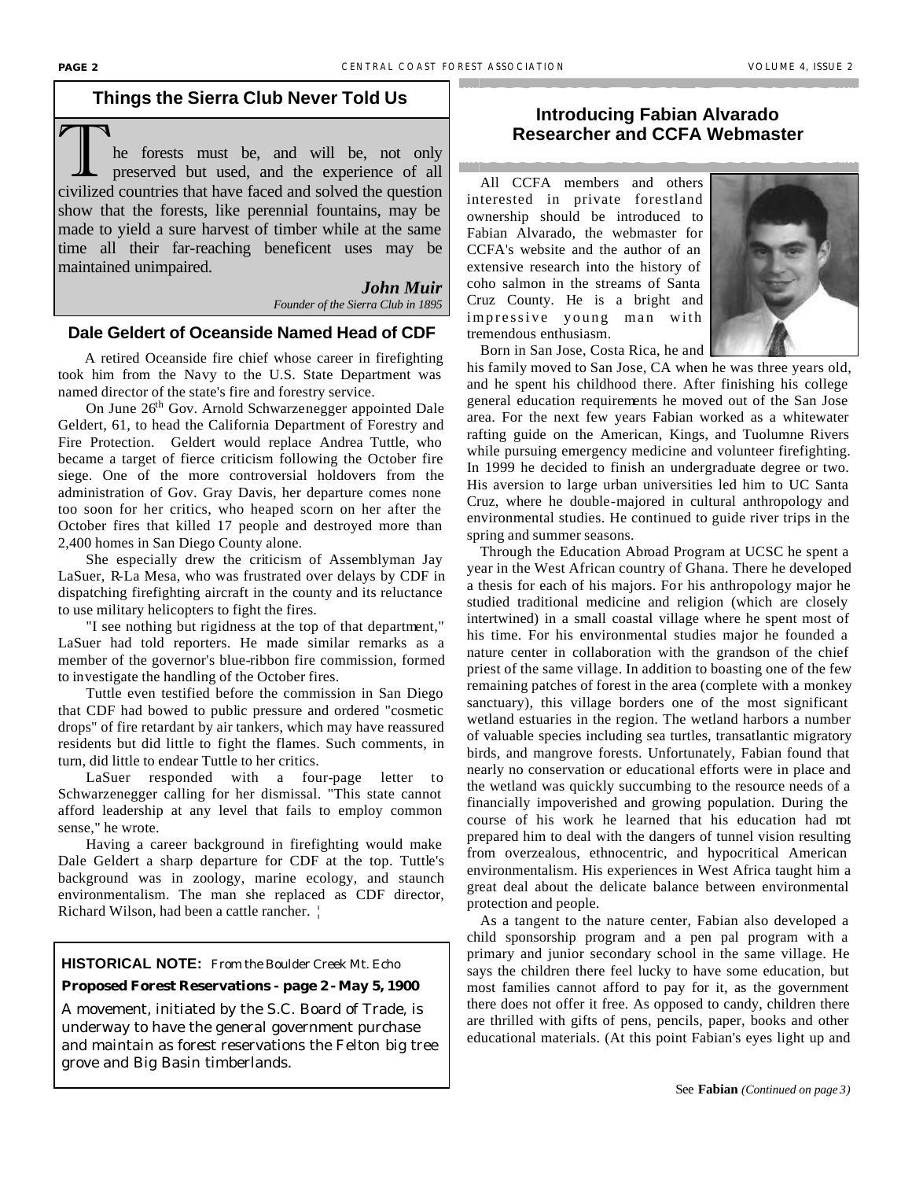## Things the Sierra Club Never Told Us

The forests must be, and will be, not only preserved but used, and the experience of all civilized countries that have faced and solved the question show that the forests, like perennial fountains, may be made to yield a sure harvest of timber while at the same time all their far-reaching beneficent uses may be maintained unimpaired.

***John Muir***
*Founder of the Sierra Club in 1895*

## Dale Geldert of Oceanside Named Head of CDF

A retired Oceanside fire chief whose career in firefighting took him from the Navy to the U.S. State Department was named director of the state's fire and forestry service.

On June 26th Gov. Arnold Schwarzenegger appointed Dale Geldert, 61, to head the California Department of Forestry and Fire Protection. Geldert would replace Andrea Tuttle, who became a target of fierce criticism following the October fire siege. One of the more controversial holdovers from the administration of Gov. Gray Davis, her departure comes none too soon for her critics, who heaped scorn on her after the October fires that killed 17 people and destroyed more than 2,400 homes in San Diego County alone.

She especially drew the criticism of Assemblyman Jay LaSuer, R-La Mesa, who was frustrated over delays by CDF in dispatching firefighting aircraft in the county and its reluctance to use military helicopters to fight the fires.

"I see nothing but rigidness at the top of that department," LaSuer had told reporters. He made similar remarks as a member of the governor's blue-ribbon fire commission, formed to investigate the handling of the October fires.

Tuttle even testified before the commission in San Diego that CDF had bowed to public pressure and ordered "cosmetic drops" of fire retardant by air tankers, which may have reassured residents but did little to fight the flames. Such comments, in turn, did little to endear Tuttle to her critics.

LaSuer responded with a four-page letter to Schwarzenegger calling for her dismissal. "This state cannot afford leadership at any level that fails to employ common sense," he wrote.

Having a career background in firefighting would make Dale Geldert a sharp departure for CDF at the top. Tuttle's background was in zoology, marine ecology, and staunch environmentalism. The man she replaced as CDF director, Richard Wilson, had been a cattle rancher. ¦

**HISTORICAL NOTE:** *From the Boulder Creek Mt. Echo*

**Proposed Forest Reservations - page 2 - May 5, 1900**

A movement, initiated by the S.C. Board of Trade, is underway to have the general government purchase and maintain as forest reservations the Felton big tree grove and Big Basin timberlands.

## Introducing Fabian Alvarado Researcher and CCFA Webmaster

All CCFA members and others interested in private forestland ownership should be introduced to Fabian Alvarado, the webmaster for CCFA's website and the author of an extensive research into the history of coho salmon in the streams of Santa Cruz County. He is a bright and impressive young man with tremendous enthusiasm.

Born in San Jose, Costa Rica, he and his family moved to San Jose, CA when he was three years old, and he spent his childhood there. After finishing his college general education requirements he moved out of the San Jose area. For the next few years Fabian worked as a whitewater rafting guide on the American, Kings, and Tuolumne Rivers while pursuing emergency medicine and volunteer firefighting. In 1999 he decided to finish an undergraduate degree or two. His aversion to large urban universities led him to UC Santa Cruz, where he double-majored in cultural anthropology and environmental studies. He continued to guide river trips in the spring and summer seasons.

Through the Education Abroad Program at UCSC he spent a year in the West African country of Ghana. There he developed a thesis for each of his majors. For his anthropology major he studied traditional medicine and religion (which are closely intertwined) in a small coastal village where he spent most of his time. For his environmental studies major he founded a nature center in collaboration with the grandson of the chief priest of the same village. In addition to boasting one of the few remaining patches of forest in the area (complete with a monkey sanctuary), this village borders one of the most significant wetland estuaries in the region. The wetland harbors a number of valuable species including sea turtles, transatlantic migratory birds, and mangrove forests. Unfortunately, Fabian found that nearly no conservation or educational efforts were in place and the wetland was quickly succumbing to the resource needs of a financially impoverished and growing population. During the course of his work he learned that his education had not prepared him to deal with the dangers of tunnel vision resulting from overzealous, ethnocentric, and hypocritical American environmentalism. His experiences in West Africa taught him a great deal about the delicate balance between environmental protection and people.

As a tangent to the nature center, Fabian also developed a child sponsorship program and a pen pal program with a primary and junior secondary school in the same village. He says the children there feel lucky to have some education, but most families cannot afford to pay for it, as the government there does not offer it free. As opposed to candy, children there are thrilled with gifts of pens, pencils, paper, books and other educational materials. (At this point Fabian's eyes light up and

See **Fabian** *(Continued on page 3)*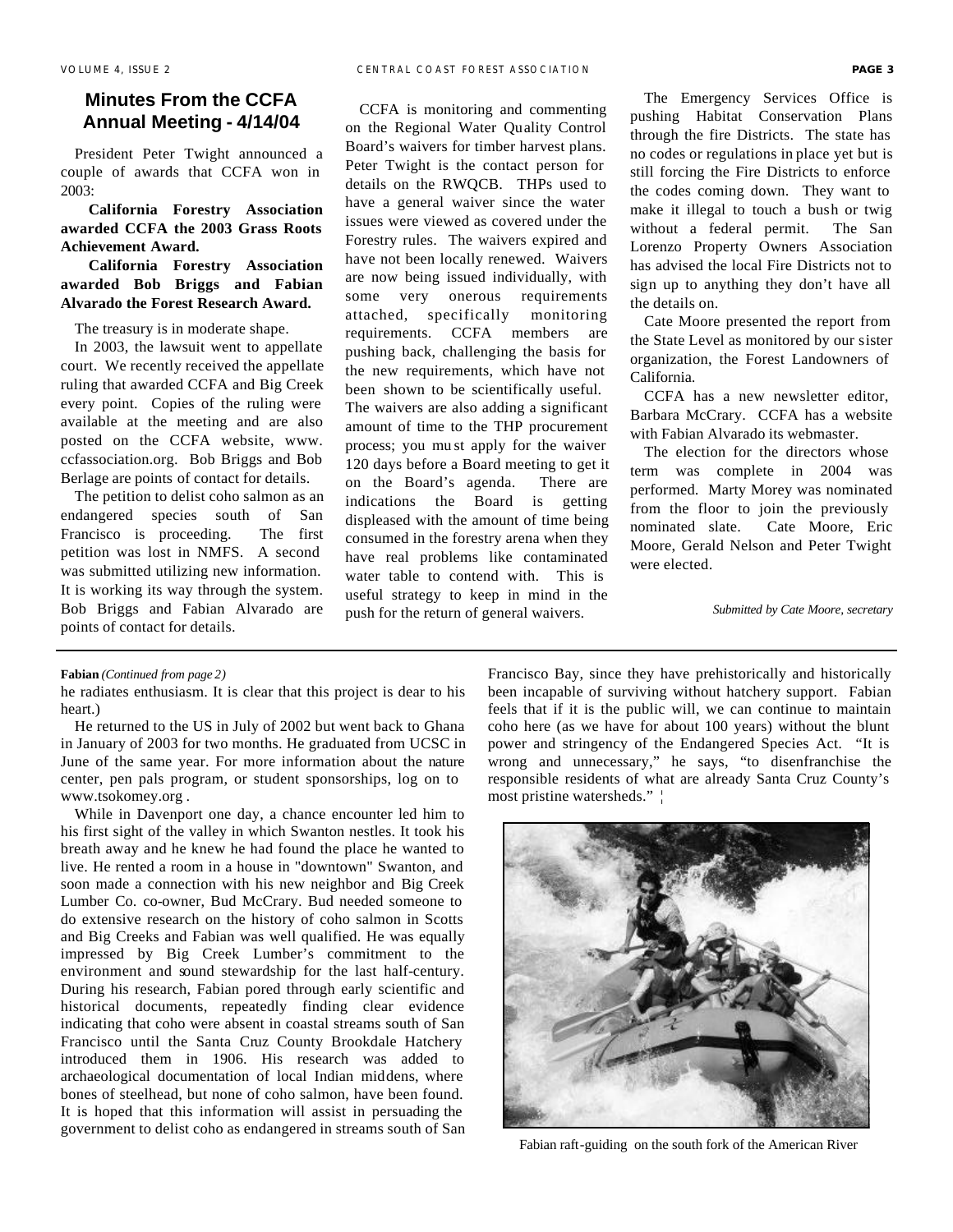## Minutes From the CCFA Annual Meeting - 4/14/04

President Peter Twight announced a couple of awards that CCFA won in 2003:

**California Forestry Association awarded CCFA the 2003 Grass Roots Achievement Award.**

**California Forestry Association awarded Bob Briggs and Fabian Alvarado the Forest Research Award.**

The treasury is in moderate shape.

In 2003, the lawsuit went to appellate court. We recently received the appellate ruling that awarded CCFA and Big Creek every point. Copies of the ruling were available at the meeting and are also posted on the CCFA website, www.ccfassociation.org. Bob Briggs and Bob Berlage are points of contact for details.

The petition to delist coho salmon as an endangered species south of San Francisco is proceeding. The first petition was lost in NMFS. A second was submitted utilizing new information. It is working its way through the system. Bob Briggs and Fabian Alvarado are points of contact for details.

CCFA is monitoring and commenting on the Regional Water Quality Control Board's waivers for timber harvest plans. Peter Twight is the contact person for details on the RWQCB. THPs used to have a general waiver since the water issues were viewed as covered under the Forestry rules. The waivers expired and have not been locally renewed. Waivers are now being issued individually, with some very onerous requirements attached, specifically monitoring requirements. CCFA members are pushing back, challenging the basis for the new requirements, which have not been shown to be scientifically useful. The waivers are also adding a significant amount of time to the THP procurement process; you must apply for the waiver 120 days before a Board meeting to get it on the Board's agenda. There are indications the Board is getting displeased with the amount of time being consumed in the forestry arena when they have real problems like contaminated water table to contend with. This is useful strategy to keep in mind in the push for the return of general waivers.

The Emergency Services Office is pushing Habitat Conservation Plans through the fire Districts. The state has no codes or regulations in place yet but is still forcing the Fire Districts to enforce the codes coming down. They want to make it illegal to touch a bush or twig without a federal permit. The San Lorenzo Property Owners Association has advised the local Fire Districts not to sign up to anything they don't have all the details on.

Cate Moore presented the report from the State Level as monitored by our sister organization, the Forest Landowners of California.

CCFA has a new newsletter editor, Barbara McCrary. CCFA has a website with Fabian Alvarado its webmaster.

The election for the directors whose term was complete in 2004 was performed. Marty Morey was nominated from the floor to join the previously nominated slate. Cate Moore, Eric Moore, Gerald Nelson and Peter Twight were elected.

*Submitted by Cate Moore, secretary*

---

**Fabian** *(Continued from page 2)*

he radiates enthusiasm. It is clear that this project is dear to his heart.)

He returned to the US in July of 2002 but went back to Ghana in January of 2003 for two months. He graduated from UCSC in June of the same year. For more information about the nature center, pen pals program, or student sponsorships, log on to www.tsokomey.org .

While in Davenport one day, a chance encounter led him to his first sight of the valley in which Swanton nestles. It took his breath away and he knew he had found the place he wanted to live. He rented a room in a house in "downtown" Swanton, and soon made a connection with his new neighbor and Big Creek Lumber Co. co-owner, Bud McCrary. Bud needed someone to do extensive research on the history of coho salmon in Scotts and Big Creeks and Fabian was well qualified. He was equally impressed by Big Creek Lumber's commitment to the environment and sound stewardship for the last half-century. During his research, Fabian pored through early scientific and historical documents, repeatedly finding clear evidence indicating that coho were absent in coastal streams south of San Francisco until the Santa Cruz County Brookdale Hatchery introduced them in 1906. His research was added to archaeological documentation of local Indian middens, where bones of steelhead, but none of coho salmon, have been found. It is hoped that this information will assist in persuading the government to delist coho as endangered in streams south of San Francisco Bay, since they have prehistorically and historically been incapable of surviving without hatchery support. Fabian feels that if it is the public will, we can continue to maintain coho here (as we have for about 100 years) without the blunt power and stringency of the Endangered Species Act. "It is wrong and unnecessary," he says, "to disenfranchise the responsible residents of what are already Santa Cruz County's most pristine watersheds." ¦

Fabian raft-guiding on the south fork of the American River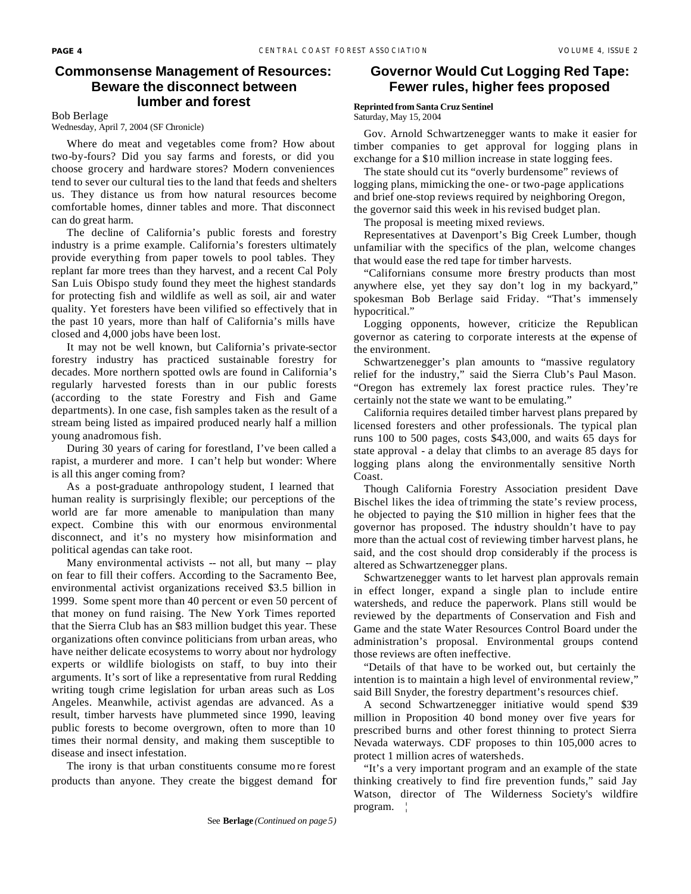## Commonsense Management of Resources: Beware the disconnect between lumber and forest

Bob Berlage
Wednesday, April 7, 2004 (SF Chronicle)

Where do meat and vegetables come from? How about two-by-fours? Did you say farms and forests, or did you choose grocery and hardware stores? Modern conveniences tend to sever our cultural ties to the land that feeds and shelters us. They distance us from how natural resources become comfortable homes, dinner tables and more. That disconnect can do great harm.

The decline of California's public forests and forestry industry is a prime example. California's foresters ultimately provide everything from paper towels to pool tables. They replant far more trees than they harvest, and a recent Cal Poly San Luis Obispo study found they meet the highest standards for protecting fish and wildlife as well as soil, air and water quality. Yet foresters have been vilified so effectively that in the past 10 years, more than half of California's mills have closed and 4,000 jobs have been lost.

It may not be well known, but California's private-sector forestry industry has practiced sustainable forestry for decades. More northern spotted owls are found in California's regularly harvested forests than in our public forests (according to the state Forestry and Fish and Game departments). In one case, fish samples taken as the result of a stream being listed as impaired produced nearly half a million young anadromous fish.

During 30 years of caring for forestland, I've been called a rapist, a murderer and more. I can't help but wonder: Where is all this anger coming from?

As a post-graduate anthropology student, I learned that human reality is surprisingly flexible; our perceptions of the world are far more amenable to manipulation than many expect. Combine this with our enormous environmental disconnect, and it's no mystery how misinformation and political agendas can take root.

Many environmental activists -- not all, but many -- play on fear to fill their coffers. According to the Sacramento Bee, environmental activist organizations received $3.5 billion in 1999. Some spent more than 40 percent or even 50 percent of that money on fund raising. The New York Times reported that the Sierra Club has an $83 million budget this year. These organizations often convince politicians from urban areas, who have neither delicate ecosystems to worry about nor hydrology experts or wildlife biologists on staff, to buy into their arguments. It's sort of like a representative from rural Redding writing tough crime legislation for urban areas such as Los Angeles. Meanwhile, activist agendas are advanced. As a result, timber harvests have plummeted since 1990, leaving public forests to become overgrown, often to more than 10 times their normal density, and making them susceptible to disease and insect infestation.

The irony is that urban constituents consume more forest products than anyone. They create the biggest demand for

See **Berlage** *(Continued on page 5)*

## Governor Would Cut Logging Red Tape: Fewer rules, higher fees proposed

**Reprinted from Santa Cruz Sentinel**
Saturday, May 15, 2004

Gov. Arnold Schwartzenegger wants to make it easier for timber companies to get approval for logging plans in exchange for a $10 million increase in state logging fees.

The state should cut its "overly burdensome" reviews of logging plans, mimicking the one- or two-page applications and brief one-stop reviews required by neighboring Oregon, the governor said this week in his revised budget plan.

The proposal is meeting mixed reviews.

Representatives at Davenport's Big Creek Lumber, though unfamiliar with the specifics of the plan, welcome changes that would ease the red tape for timber harvests.

"Californians consume more forestry products than most anywhere else, yet they say don't log in my backyard," spokesman Bob Berlage said Friday. "That's immensely hypocritical."

Logging opponents, however, criticize the Republican governor as catering to corporate interests at the expense of the environment.

Schwartzenegger's plan amounts to "massive regulatory relief for the industry," said the Sierra Club's Paul Mason. "Oregon has extremely lax forest practice rules. They're certainly not the state we want to be emulating."

California requires detailed timber harvest plans prepared by licensed foresters and other professionals. The typical plan runs 100 to 500 pages, costs $43,000, and waits 65 days for state approval - a delay that climbs to an average 85 days for logging plans along the environmentally sensitive North Coast.

Though California Forestry Association president Dave Bischel likes the idea of trimming the state's review process, he objected to paying the $10 million in higher fees that the governor has proposed. The industry shouldn't have to pay more than the actual cost of reviewing timber harvest plans, he said, and the cost should drop considerably if the process is altered as Schwartzenegger plans.

Schwartzenegger wants to let harvest plan approvals remain in effect longer, expand a single plan to include entire watersheds, and reduce the paperwork. Plans still would be reviewed by the departments of Conservation and Fish and Game and the state Water Resources Control Board under the administration's proposal. Environmental groups contend those reviews are often ineffective.

"Details of that have to be worked out, but certainly the intention is to maintain a high level of environmental review," said Bill Snyder, the forestry department's resources chief.

A second Schwartzenegger initiative would spend $39 million in Proposition 40 bond money over five years for prescribed burns and other forest thinning to protect Sierra Nevada waterways. CDF proposes to thin 105,000 acres to protect 1 million acres of watersheds.

"It's a very important program and an example of the state thinking creatively to find fire prevention funds," said Jay Watson, director of The Wilderness Society's wildfire program.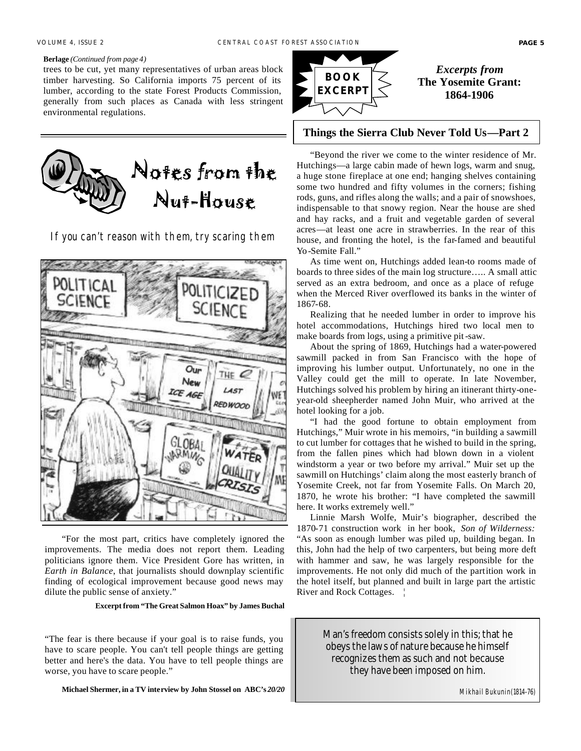**Berlage** *(Continued from page 4)*

trees to be cut, yet many representatives of urban areas block timber harvesting. So California imports 75 percent of its lumber, according to the state Forest Products Commission, generally from such places as Canada with less stringent environmental regulations.

## Notes from the Nut-House

*If you can't reason with them, try scaring them*

"For the most part, critics have completely ignored the improvements. The media does not report them. Leading politicians ignore them. Vice President Gore has written, in *Earth in Balance*, that journalists should downplay scientific finding of ecological improvement because good news may dilute the public sense of anxiety."

**Excerpt from "The Great Salmon Hoax" by James Buchal**

"The fear is there because if your goal is to raise funds, you have to scare people. You can't tell people things are getting better and here's the data. You have to tell people things are worse, you have to scare people."

**Michael Shermer, in a TV interview by John Stossel on ABC's *20/20***

## BOOK EXCERPT

### *Excerpts from* The Yosemite Grant: 1864-1906

### Things the Sierra Club Never Told Us—Part 2

"Beyond the river we come to the winter residence of Mr. Hutchings—a large cabin made of hewn logs, warm and snug, a huge stone fireplace at one end; hanging shelves containing some two hundred and fifty volumes in the corners; fishing rods, guns, and rifles along the walls; and a pair of snowshoes, indispensable to that snowy region. Near the house are shed and hay racks, and a fruit and vegetable garden of several acres—at least one acre in strawberries. In the rear of this house, and fronting the hotel, is the far-famed and beautiful Yo-Semite Fall."

As time went on, Hutchings added lean-to rooms made of boards to three sides of the main log structure….. A small attic served as an extra bedroom, and once as a place of refuge when the Merced River overflowed its banks in the winter of 1867-68.

Realizing that he needed lumber in order to improve his hotel accommodations, Hutchings hired two local men to make boards from logs, using a primitive pit-saw.

About the spring of 1869, Hutchings had a water-powered sawmill packed in from San Francisco with the hope of improving his lumber output. Unfortunately, no one in the Valley could get the mill to operate. In late November, Hutchings solved his problem by hiring an itinerant thirty-one-year-old sheepherder named John Muir, who arrived at the hotel looking for a job.

"I had the good fortune to obtain employment from Hutchings," Muir wrote in his memoirs, "in building a sawmill to cut lumber for cottages that he wished to build in the spring, from the fallen pines which had blown down in a violent windstorm a year or two before my arrival." Muir set up the sawmill on Hutchings' claim along the most easterly branch of Yosemite Creek, not far from Yosemite Falls. On March 20, 1870, he wrote his brother: "I have completed the sawmill here. It works extremely well."

Linnie Marsh Wolfe, Muir's biographer, described the 1870-71 construction work in her book, *Son of Wilderness:* "As soon as enough lumber was piled up, building began. In this, John had the help of two carpenters, but being more deft with hammer and saw, he was largely responsible for the improvements. He not only did much of the partition work in the hotel itself, but planned and built in large part the artistic River and Rock Cottages. ¦

> Man's freedom consists solely in this; that he obeys the laws of nature because he himself recognizes them as such and not because they have been imposed on him.
>
> Mikhail Bukunin (1814-76)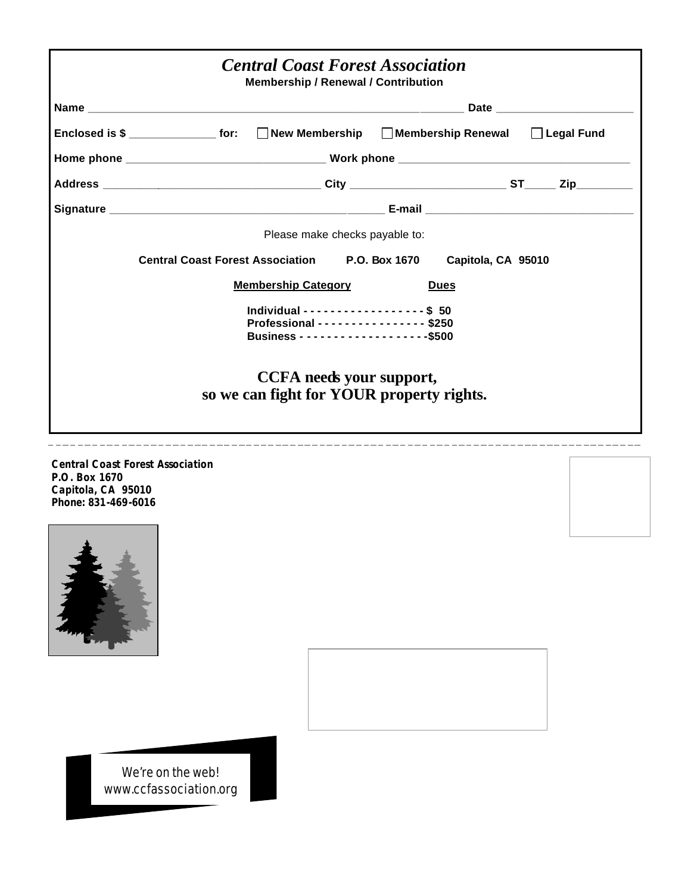# *Central Coast Forest Association*

**Membership / Renewal / Contribution**

**Name** ________________________________________________ **Date** __________________

**Enclosed is $** ____________ **for:** ☐ **New Membership** ☐ **Membership Renewal** ☐ **Legal Fund**

**Home phone** ___________________________ **Work phone** _______________________________

**Address** ______________________________ **City** _____________________ **ST**_____ **Zip**_________

**Signature** ____________________________________ **E-mail** ____________________________

Please make checks payable to:

**Central Coast Forest Association P.O. Box 1670 Capitola, CA 95010**

| Membership Category | Dues |
|---|---|
| Individual | $ 50 |
| Professional | $250 |
| Business | $500 |

**CCFA needs your support, so we can fight for YOUR property rights.**

---

***Central Coast Forest Association***
***P.O. Box 1670***
***Capitola, CA 95010***
***Phone: 831-469-6016***

We're on the web!
www.ccfassociation.org